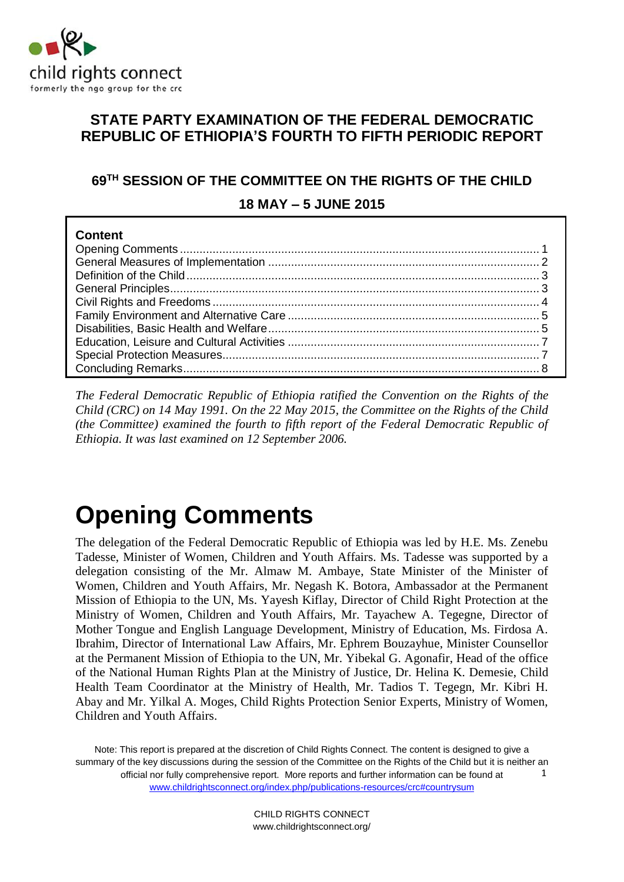child rights connect
formerly the ngo group for the crc

# STATE PARTY EXAMINATION OF THE FEDERAL DEMOCRATIC REPUBLIC OF ETHIOPIA'S FOURTH TO FIFTH PERIODIC REPORT

## 69TH SESSION OF THE COMMITTEE ON THE RIGHTS OF THE CHILD

## 18 MAY – 5 JUNE 2015

**Content**

- Opening Comments .......... 1
- General Measures of Implementation .......... 2
- Definition of the Child .......... 3
- General Principles .......... 3
- Civil Rights and Freedoms .......... 4
- Family Environment and Alternative Care .......... 5
- Disabilities, Basic Health and Welfare .......... 5
- Education, Leisure and Cultural Activities .......... 7
- Special Protection Measures .......... 7
- Concluding Remarks .......... 8

*The Federal Democratic Republic of Ethiopia ratified the Convention on the Rights of the Child (CRC) on 14 May 1991. On the 22 May 2015, the Committee on the Rights of the Child (the Committee) examined the fourth to fifth report of the Federal Democratic Republic of Ethiopia. It was last examined on 12 September 2006.*

# Opening Comments

The delegation of the Federal Democratic Republic of Ethiopia was led by H.E. Ms. Zenebu Tadesse, Minister of Women, Children and Youth Affairs. Ms. Tadesse was supported by a delegation consisting of the Mr. Almaw M. Ambaye, State Minister of the Minister of Women, Children and Youth Affairs, Mr. Negash K. Botora, Ambassador at the Permanent Mission of Ethiopia to the UN, Ms. Yayesh Kiflay, Director of Child Right Protection at the Ministry of Women, Children and Youth Affairs, Mr. Tayachew A. Tegegne, Director of Mother Tongue and English Language Development, Ministry of Education, Ms. Firdosa A. Ibrahim, Director of International Law Affairs, Mr. Ephrem Bouzayhue, Minister Counsellor at the Permanent Mission of Ethiopia to the UN, Mr. Yibekal G. Agonafir, Head of the office of the National Human Rights Plan at the Ministry of Justice, Dr. Helina K. Demesie, Child Health Team Coordinator at the Ministry of Health, Mr. Tadios T. Tegegn, Mr. Kibri H. Abay and Mr. Yilkal A. Moges, Child Rights Protection Senior Experts, Ministry of Women, Children and Youth Affairs.

Note: This report is prepared at the discretion of Child Rights Connect. The content is designed to give a summary of the key discussions during the session of the Committee on the Rights of the Child but it is neither an official nor fully comprehensive report. More reports and further information can be found at www.childrightsconnect.org/index.php/publications-resources/crc#countrysum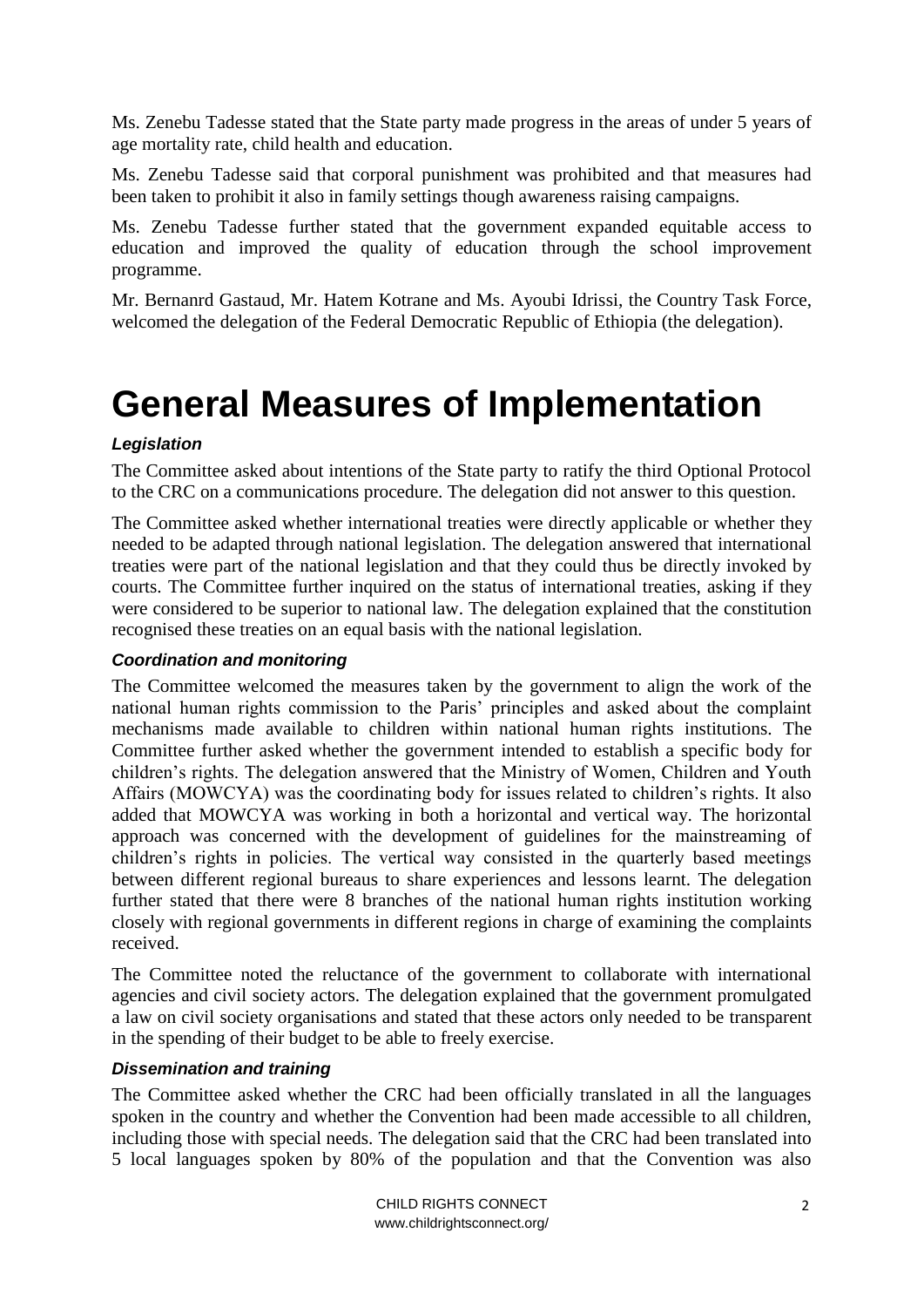Ms. Zenebu Tadesse stated that the State party made progress in the areas of under 5 years of age mortality rate, child health and education.

Ms. Zenebu Tadesse said that corporal punishment was prohibited and that measures had been taken to prohibit it also in family settings though awareness raising campaigns.

Ms. Zenebu Tadesse further stated that the government expanded equitable access to education and improved the quality of education through the school improvement programme.

Mr. Bernanrd Gastaud, Mr. Hatem Kotrane and Ms. Ayoubi Idrissi, the Country Task Force, welcomed the delegation of the Federal Democratic Republic of Ethiopia (the delegation).

# General Measures of Implementation

***Legislation***

The Committee asked about intentions of the State party to ratify the third Optional Protocol to the CRC on a communications procedure. The delegation did not answer to this question.

The Committee asked whether international treaties were directly applicable or whether they needed to be adapted through national legislation. The delegation answered that international treaties were part of the national legislation and that they could thus be directly invoked by courts. The Committee further inquired on the status of international treaties, asking if they were considered to be superior to national law. The delegation explained that the constitution recognised these treaties on an equal basis with the national legislation.

***Coordination and monitoring***

The Committee welcomed the measures taken by the government to align the work of the national human rights commission to the Paris' principles and asked about the complaint mechanisms made available to children within national human rights institutions. The Committee further asked whether the government intended to establish a specific body for children's rights. The delegation answered that the Ministry of Women, Children and Youth Affairs (MOWCYA) was the coordinating body for issues related to children's rights. It also added that MOWCYA was working in both a horizontal and vertical way. The horizontal approach was concerned with the development of guidelines for the mainstreaming of children's rights in policies. The vertical way consisted in the quarterly based meetings between different regional bureaus to share experiences and lessons learnt. The delegation further stated that there were 8 branches of the national human rights institution working closely with regional governments in different regions in charge of examining the complaints received.

The Committee noted the reluctance of the government to collaborate with international agencies and civil society actors. The delegation explained that the government promulgated a law on civil society organisations and stated that these actors only needed to be transparent in the spending of their budget to be able to freely exercise.

***Dissemination and training***

The Committee asked whether the CRC had been officially translated in all the languages spoken in the country and whether the Convention had been made accessible to all children, including those with special needs. The delegation said that the CRC had been translated into 5 local languages spoken by 80% of the population and that the Convention was also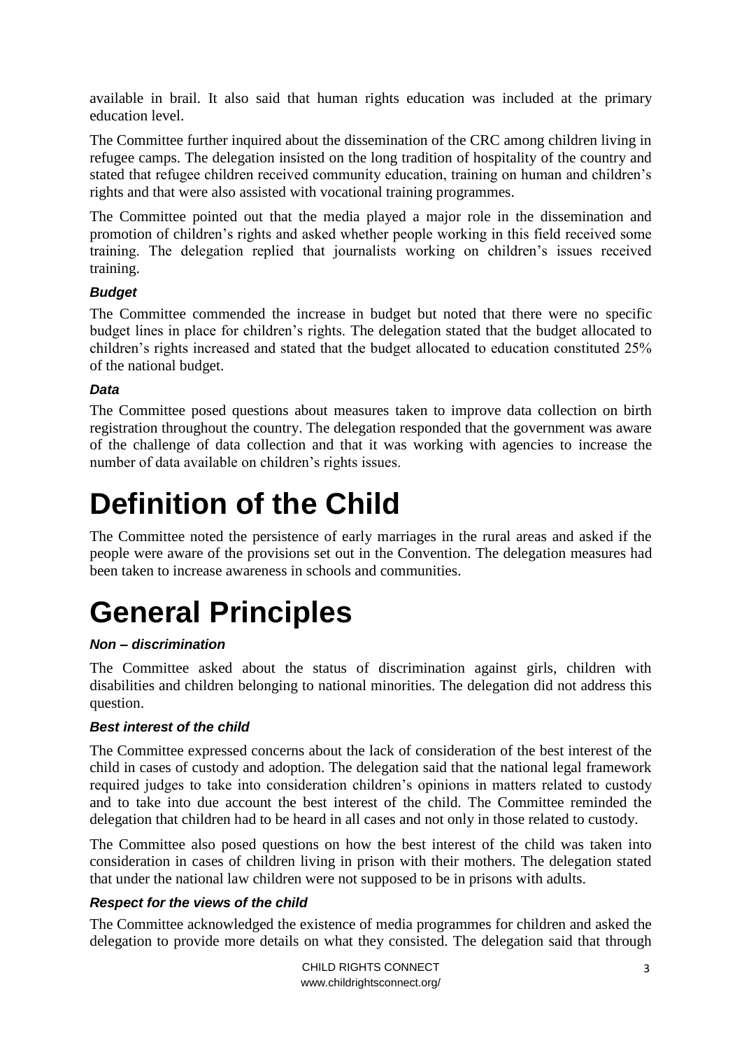available in brail. It also said that human rights education was included at the primary education level.

The Committee further inquired about the dissemination of the CRC among children living in refugee camps. The delegation insisted on the long tradition of hospitality of the country and stated that refugee children received community education, training on human and children's rights and that were also assisted with vocational training programmes.

The Committee pointed out that the media played a major role in the dissemination and promotion of children's rights and asked whether people working in this field received some training. The delegation replied that journalists working on children's issues received training.

### *Budget*

The Committee commended the increase in budget but noted that there were no specific budget lines in place for children's rights. The delegation stated that the budget allocated to children's rights increased and stated that the budget allocated to education constituted 25% of the national budget.

### *Data*

The Committee posed questions about measures taken to improve data collection on birth registration throughout the country. The delegation responded that the government was aware of the challenge of data collection and that it was working with agencies to increase the number of data available on children's rights issues.

# Definition of the Child

The Committee noted the persistence of early marriages in the rural areas and asked if the people were aware of the provisions set out in the Convention. The delegation measures had been taken to increase awareness in schools and communities.

# General Principles

### *Non – discrimination*

The Committee asked about the status of discrimination against girls, children with disabilities and children belonging to national minorities. The delegation did not address this question.

### *Best interest of the child*

The Committee expressed concerns about the lack of consideration of the best interest of the child in cases of custody and adoption. The delegation said that the national legal framework required judges to take into consideration children's opinions in matters related to custody and to take into due account the best interest of the child. The Committee reminded the delegation that children had to be heard in all cases and not only in those related to custody.

The Committee also posed questions on how the best interest of the child was taken into consideration in cases of children living in prison with their mothers. The delegation stated that under the national law children were not supposed to be in prisons with adults.

### *Respect for the views of the child*

The Committee acknowledged the existence of media programmes for children and asked the delegation to provide more details on what they consisted. The delegation said that through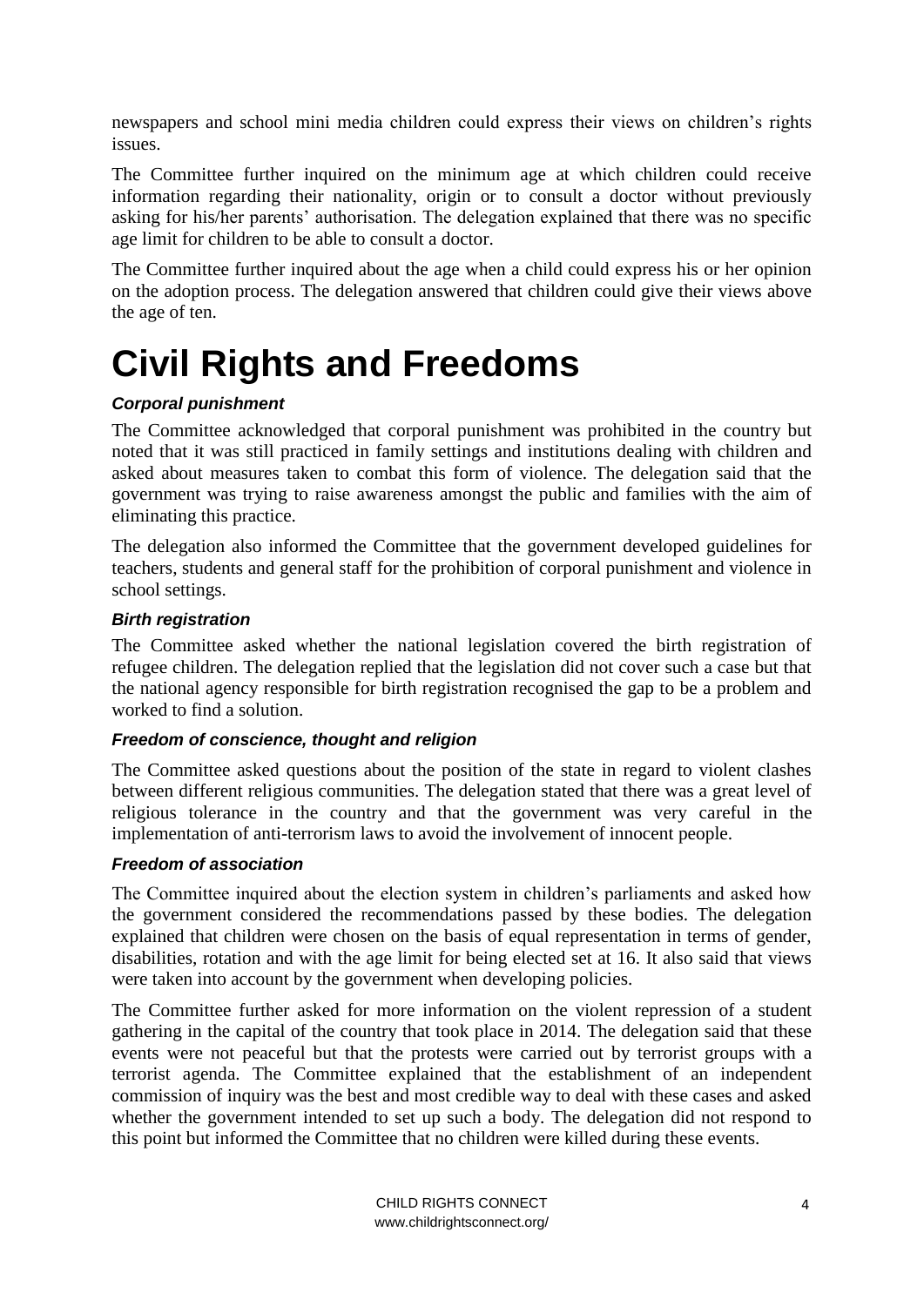newspapers and school mini media children could express their views on children's rights issues.

The Committee further inquired on the minimum age at which children could receive information regarding their nationality, origin or to consult a doctor without previously asking for his/her parents' authorisation. The delegation explained that there was no specific age limit for children to be able to consult a doctor.

The Committee further inquired about the age when a child could express his or her opinion on the adoption process. The delegation answered that children could give their views above the age of ten.

# Civil Rights and Freedoms

### *Corporal punishment*

The Committee acknowledged that corporal punishment was prohibited in the country but noted that it was still practiced in family settings and institutions dealing with children and asked about measures taken to combat this form of violence. The delegation said that the government was trying to raise awareness amongst the public and families with the aim of eliminating this practice.

The delegation also informed the Committee that the government developed guidelines for teachers, students and general staff for the prohibition of corporal punishment and violence in school settings.

### *Birth registration*

The Committee asked whether the national legislation covered the birth registration of refugee children. The delegation replied that the legislation did not cover such a case but that the national agency responsible for birth registration recognised the gap to be a problem and worked to find a solution.

### *Freedom of conscience, thought and religion*

The Committee asked questions about the position of the state in regard to violent clashes between different religious communities. The delegation stated that there was a great level of religious tolerance in the country and that the government was very careful in the implementation of anti-terrorism laws to avoid the involvement of innocent people.

### *Freedom of association*

The Committee inquired about the election system in children's parliaments and asked how the government considered the recommendations passed by these bodies. The delegation explained that children were chosen on the basis of equal representation in terms of gender, disabilities, rotation and with the age limit for being elected set at 16. It also said that views were taken into account by the government when developing policies.

The Committee further asked for more information on the violent repression of a student gathering in the capital of the country that took place in 2014. The delegation said that these events were not peaceful but that the protests were carried out by terrorist groups with a terrorist agenda. The Committee explained that the establishment of an independent commission of inquiry was the best and most credible way to deal with these cases and asked whether the government intended to set up such a body. The delegation did not respond to this point but informed the Committee that no children were killed during these events.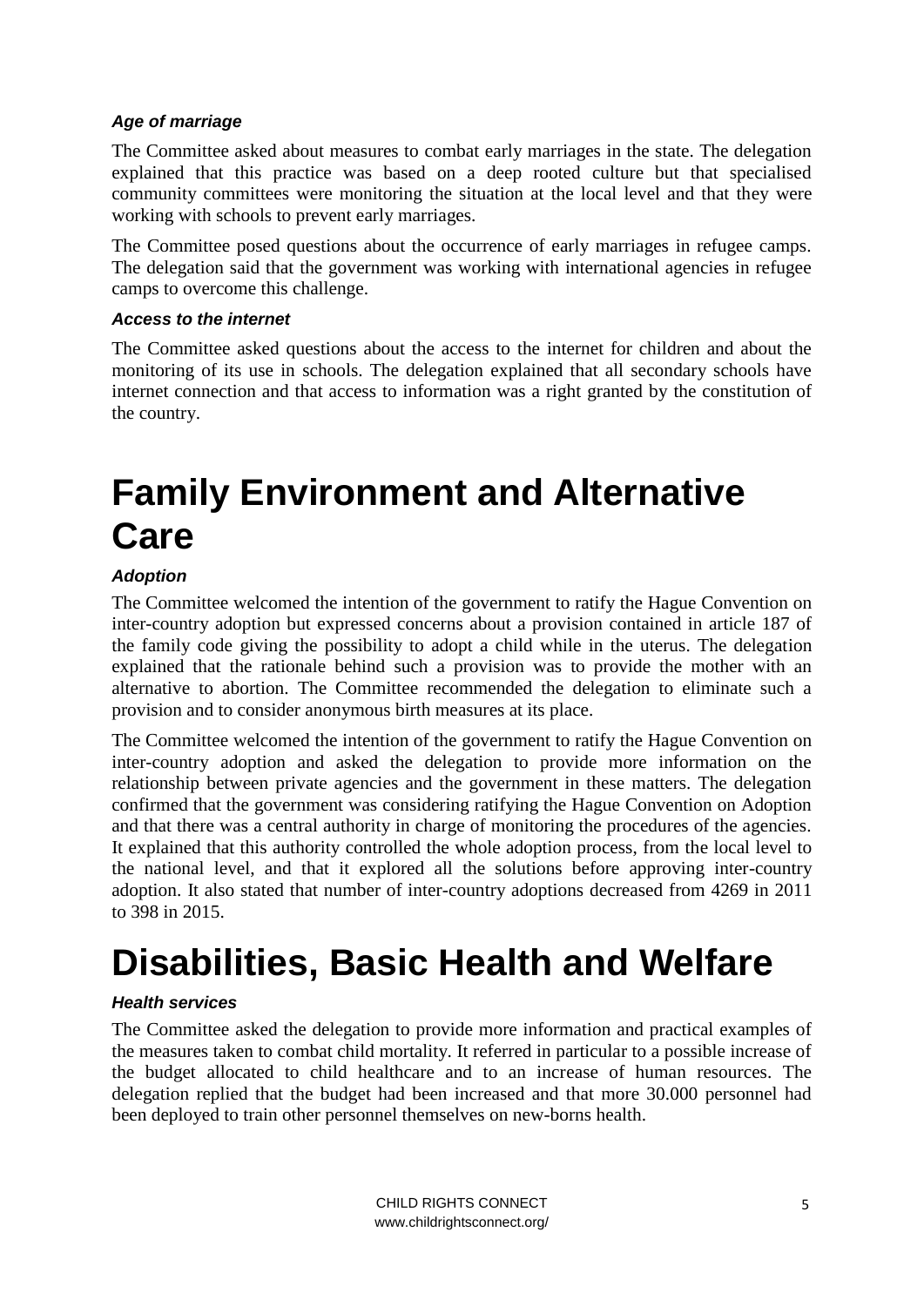### *Age of marriage*

The Committee asked about measures to combat early marriages in the state. The delegation explained that this practice was based on a deep rooted culture but that specialised community committees were monitoring the situation at the local level and that they were working with schools to prevent early marriages.

The Committee posed questions about the occurrence of early marriages in refugee camps. The delegation said that the government was working with international agencies in refugee camps to overcome this challenge.

### *Access to the internet*

The Committee asked questions about the access to the internet for children and about the monitoring of its use in schools. The delegation explained that all secondary schools have internet connection and that access to information was a right granted by the constitution of the country.

# Family Environment and Alternative Care

### *Adoption*

The Committee welcomed the intention of the government to ratify the Hague Convention on inter-country adoption but expressed concerns about a provision contained in article 187 of the family code giving the possibility to adopt a child while in the uterus. The delegation explained that the rationale behind such a provision was to provide the mother with an alternative to abortion. The Committee recommended the delegation to eliminate such a provision and to consider anonymous birth measures at its place.

The Committee welcomed the intention of the government to ratify the Hague Convention on inter-country adoption and asked the delegation to provide more information on the relationship between private agencies and the government in these matters. The delegation confirmed that the government was considering ratifying the Hague Convention on Adoption and that there was a central authority in charge of monitoring the procedures of the agencies. It explained that this authority controlled the whole adoption process, from the local level to the national level, and that it explored all the solutions before approving inter-country adoption. It also stated that number of inter-country adoptions decreased from 4269 in 2011 to 398 in 2015.

# Disabilities, Basic Health and Welfare

### *Health services*

The Committee asked the delegation to provide more information and practical examples of the measures taken to combat child mortality. It referred in particular to a possible increase of the budget allocated to child healthcare and to an increase of human resources. The delegation replied that the budget had been increased and that more 30.000 personnel had been deployed to train other personnel themselves on new-borns health.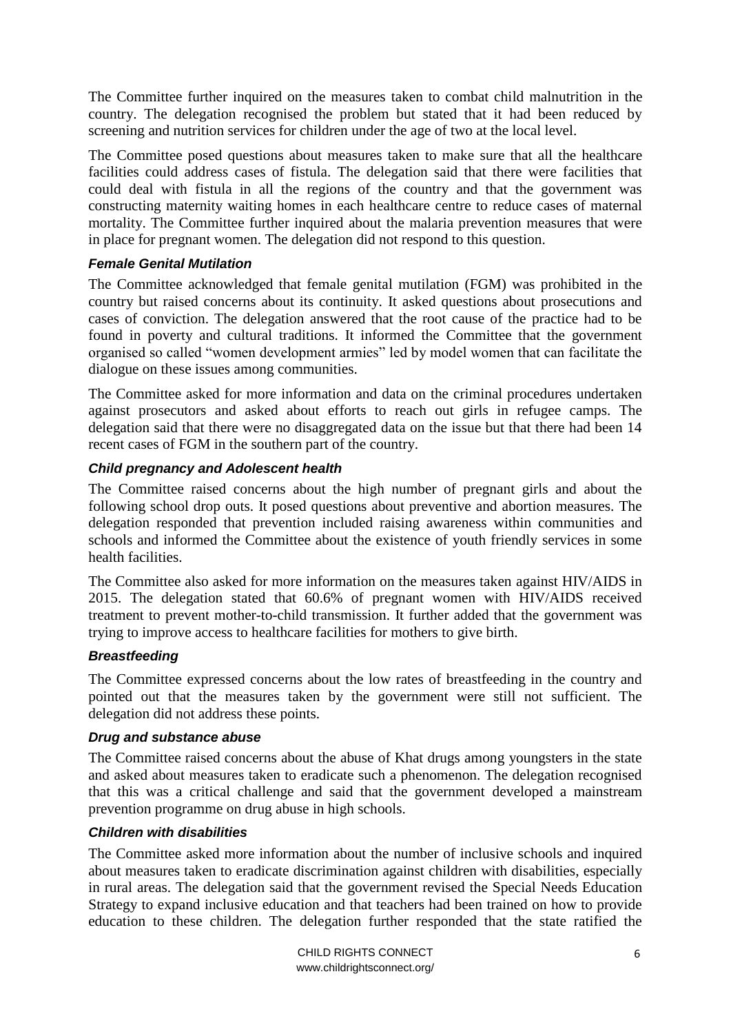The Committee further inquired on the measures taken to combat child malnutrition in the country. The delegation recognised the problem but stated that it had been reduced by screening and nutrition services for children under the age of two at the local level.

The Committee posed questions about measures taken to make sure that all the healthcare facilities could address cases of fistula. The delegation said that there were facilities that could deal with fistula in all the regions of the country and that the government was constructing maternity waiting homes in each healthcare centre to reduce cases of maternal mortality. The Committee further inquired about the malaria prevention measures that were in place for pregnant women. The delegation did not respond to this question.

### *Female Genital Mutilation*

The Committee acknowledged that female genital mutilation (FGM) was prohibited in the country but raised concerns about its continuity. It asked questions about prosecutions and cases of conviction. The delegation answered that the root cause of the practice had to be found in poverty and cultural traditions. It informed the Committee that the government organised so called "women development armies" led by model women that can facilitate the dialogue on these issues among communities.

The Committee asked for more information and data on the criminal procedures undertaken against prosecutors and asked about efforts to reach out girls in refugee camps. The delegation said that there were no disaggregated data on the issue but that there had been 14 recent cases of FGM in the southern part of the country.

### *Child pregnancy and Adolescent health*

The Committee raised concerns about the high number of pregnant girls and about the following school drop outs. It posed questions about preventive and abortion measures. The delegation responded that prevention included raising awareness within communities and schools and informed the Committee about the existence of youth friendly services in some health facilities.

The Committee also asked for more information on the measures taken against HIV/AIDS in 2015. The delegation stated that 60.6% of pregnant women with HIV/AIDS received treatment to prevent mother-to-child transmission. It further added that the government was trying to improve access to healthcare facilities for mothers to give birth.

### *Breastfeeding*

The Committee expressed concerns about the low rates of breastfeeding in the country and pointed out that the measures taken by the government were still not sufficient. The delegation did not address these points.

### *Drug and substance abuse*

The Committee raised concerns about the abuse of Khat drugs among youngsters in the state and asked about measures taken to eradicate such a phenomenon. The delegation recognised that this was a critical challenge and said that the government developed a mainstream prevention programme on drug abuse in high schools.

### *Children with disabilities*

The Committee asked more information about the number of inclusive schools and inquired about measures taken to eradicate discrimination against children with disabilities, especially in rural areas. The delegation said that the government revised the Special Needs Education Strategy to expand inclusive education and that teachers had been trained on how to provide education to these children. The delegation further responded that the state ratified the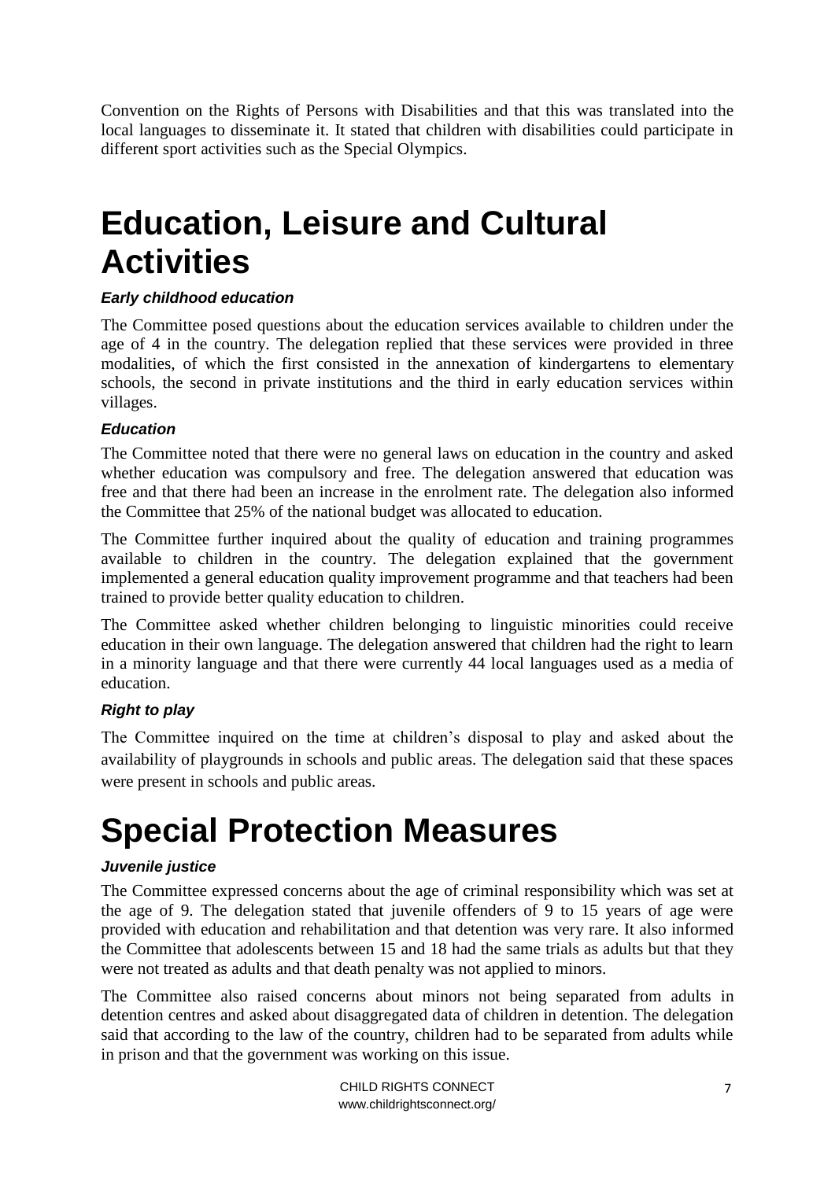Convention on the Rights of Persons with Disabilities and that this was translated into the local languages to disseminate it. It stated that children with disabilities could participate in different sport activities such as the Special Olympics.

# Education, Leisure and Cultural Activities

### *Early childhood education*

The Committee posed questions about the education services available to children under the age of 4 in the country. The delegation replied that these services were provided in three modalities, of which the first consisted in the annexation of kindergartens to elementary schools, the second in private institutions and the third in early education services within villages.

### *Education*

The Committee noted that there were no general laws on education in the country and asked whether education was compulsory and free. The delegation answered that education was free and that there had been an increase in the enrolment rate. The delegation also informed the Committee that 25% of the national budget was allocated to education.

The Committee further inquired about the quality of education and training programmes available to children in the country. The delegation explained that the government implemented a general education quality improvement programme and that teachers had been trained to provide better quality education to children.

The Committee asked whether children belonging to linguistic minorities could receive education in their own language. The delegation answered that children had the right to learn in a minority language and that there were currently 44 local languages used as a media of education.

### *Right to play*

The Committee inquired on the time at children's disposal to play and asked about the availability of playgrounds in schools and public areas. The delegation said that these spaces were present in schools and public areas.

# Special Protection Measures

### *Juvenile justice*

The Committee expressed concerns about the age of criminal responsibility which was set at the age of 9. The delegation stated that juvenile offenders of 9 to 15 years of age were provided with education and rehabilitation and that detention was very rare. It also informed the Committee that adolescents between 15 and 18 had the same trials as adults but that they were not treated as adults and that death penalty was not applied to minors.

The Committee also raised concerns about minors not being separated from adults in detention centres and asked about disaggregated data of children in detention. The delegation said that according to the law of the country, children had to be separated from adults while in prison and that the government was working on this issue.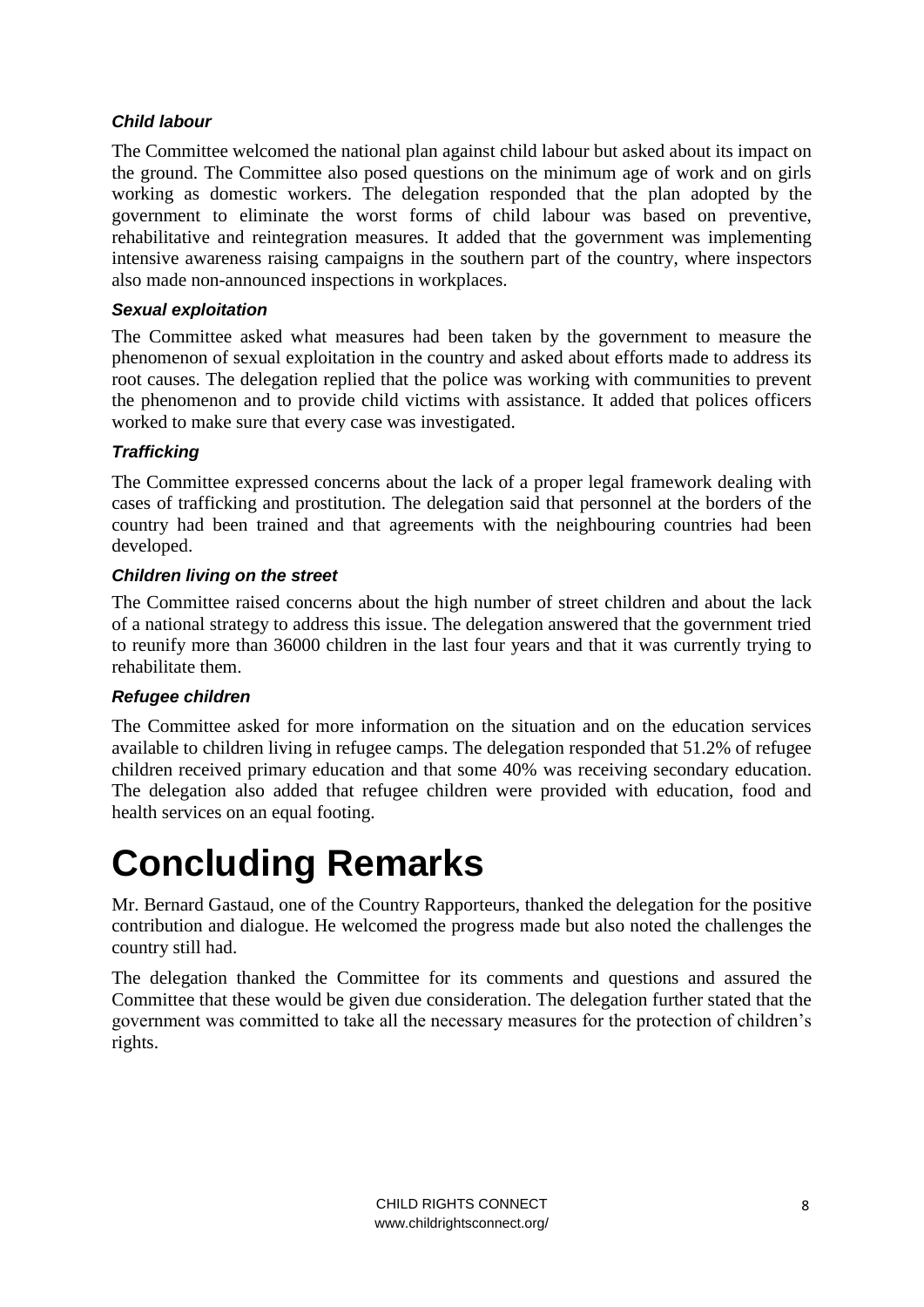### *Child labour*

The Committee welcomed the national plan against child labour but asked about its impact on the ground. The Committee also posed questions on the minimum age of work and on girls working as domestic workers. The delegation responded that the plan adopted by the government to eliminate the worst forms of child labour was based on preventive, rehabilitative and reintegration measures. It added that the government was implementing intensive awareness raising campaigns in the southern part of the country, where inspectors also made non-announced inspections in workplaces.

### *Sexual exploitation*

The Committee asked what measures had been taken by the government to measure the phenomenon of sexual exploitation in the country and asked about efforts made to address its root causes. The delegation replied that the police was working with communities to prevent the phenomenon and to provide child victims with assistance. It added that polices officers worked to make sure that every case was investigated.

### *Trafficking*

The Committee expressed concerns about the lack of a proper legal framework dealing with cases of trafficking and prostitution. The delegation said that personnel at the borders of the country had been trained and that agreements with the neighbouring countries had been developed.

### *Children living on the street*

The Committee raised concerns about the high number of street children and about the lack of a national strategy to address this issue. The delegation answered that the government tried to reunify more than 36000 children in the last four years and that it was currently trying to rehabilitate them.

### *Refugee children*

The Committee asked for more information on the situation and on the education services available to children living in refugee camps. The delegation responded that 51.2% of refugee children received primary education and that some 40% was receiving secondary education. The delegation also added that refugee children were provided with education, food and health services on an equal footing.

# Concluding Remarks

Mr. Bernard Gastaud, one of the Country Rapporteurs, thanked the delegation for the positive contribution and dialogue. He welcomed the progress made but also noted the challenges the country still had.

The delegation thanked the Committee for its comments and questions and assured the Committee that these would be given due consideration. The delegation further stated that the government was committed to take all the necessary measures for the protection of children's rights.